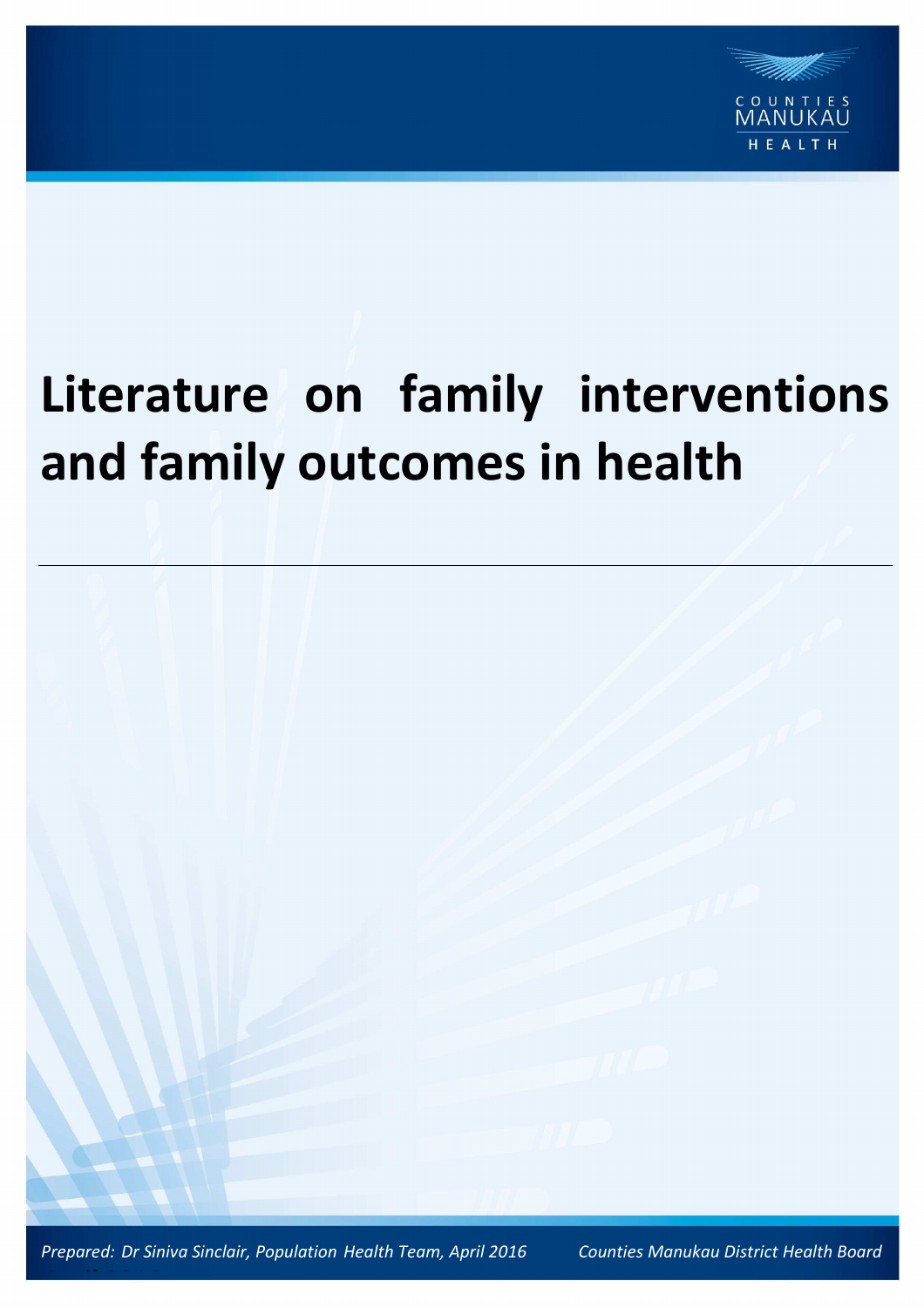COUNTIES MANUKAU HEALTH

# Literature on family interventions and family outcomes in health

*Prepared: Dr Siniva Sinclair, Population Health Team, April 2016*

*Counties Manukau District Health Board*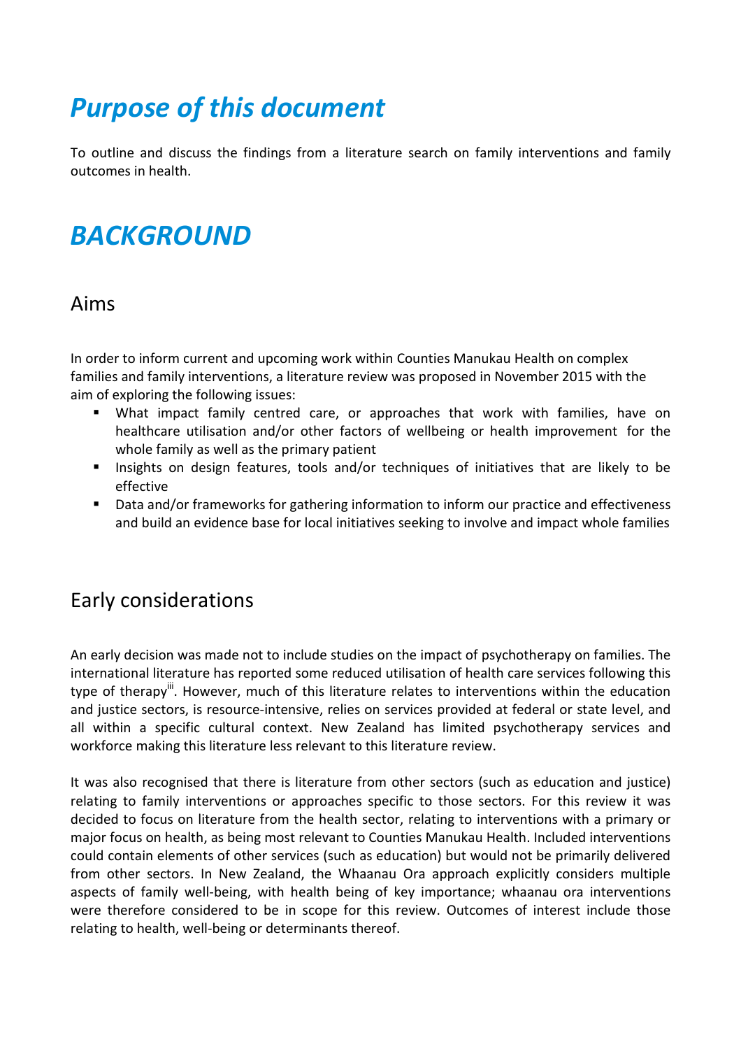# *Purpose of this document*

To outline and discuss the findings from a literature search on family interventions and family outcomes in health.

# *BACKGROUND*

## Aims

In order to inform current and upcoming work within Counties Manukau Health on complex families and family interventions, a literature review was proposed in November 2015 with the aim of exploring the following issues:

- What impact family centred care, or approaches that work with families, have on healthcare utilisation and/or other factors of wellbeing or health improvement for the whole family as well as the primary patient
- Insights on design features, tools and/or techniques of initiatives that are likely to be effective
- Data and/or frameworks for gathering information to inform our practice and effectiveness and build an evidence base for local initiatives seeking to involve and impact whole families

## Early considerations

An early decision was made not to include studies on the impact of psychotherapy on families. The international literature has reported some reduced utilisation of health care services following this type of therapy[iii]. However, much of this literature relates to interventions within the education and justice sectors, is resource-intensive, relies on services provided at federal or state level, and all within a specific cultural context. New Zealand has limited psychotherapy services and workforce making this literature less relevant to this literature review.

It was also recognised that there is literature from other sectors (such as education and justice) relating to family interventions or approaches specific to those sectors. For this review it was decided to focus on literature from the health sector, relating to interventions with a primary or major focus on health, as being most relevant to Counties Manukau Health. Included interventions could contain elements of other services (such as education) but would not be primarily delivered from other sectors. In New Zealand, the Whaanau Ora approach explicitly considers multiple aspects of family well-being, with health being of key importance; whaanau ora interventions were therefore considered to be in scope for this review. Outcomes of interest include those relating to health, well-being or determinants thereof.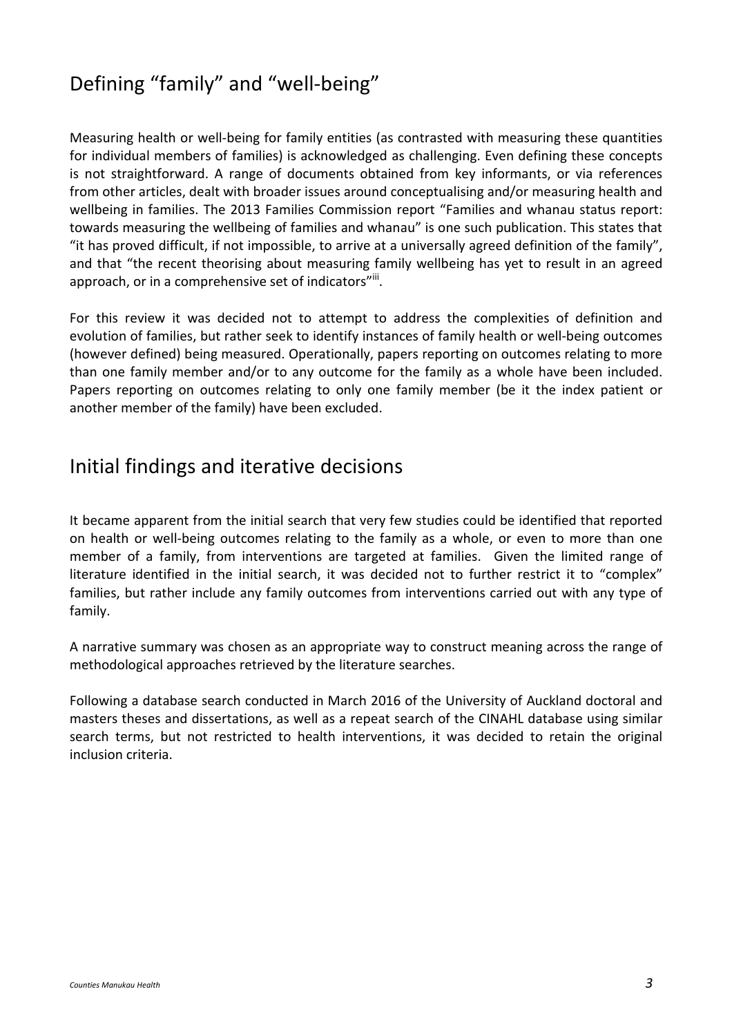## Defining "family" and "well-being"

Measuring health or well-being for family entities (as contrasted with measuring these quantities for individual members of families) is acknowledged as challenging. Even defining these concepts is not straightforward. A range of documents obtained from key informants, or via references from other articles, dealt with broader issues around conceptualising and/or measuring health and wellbeing in families. The 2013 Families Commission report "Families and whanau status report: towards measuring the wellbeing of families and whanau" is one such publication. This states that "it has proved difficult, if not impossible, to arrive at a universally agreed definition of the family", and that "the recent theorising about measuring family wellbeing has yet to result in an agreed approach, or in a comprehensive set of indicators"[iii].

For this review it was decided not to attempt to address the complexities of definition and evolution of families, but rather seek to identify instances of family health or well-being outcomes (however defined) being measured. Operationally, papers reporting on outcomes relating to more than one family member and/or to any outcome for the family as a whole have been included. Papers reporting on outcomes relating to only one family member (be it the index patient or another member of the family) have been excluded.

## Initial findings and iterative decisions

It became apparent from the initial search that very few studies could be identified that reported on health or well-being outcomes relating to the family as a whole, or even to more than one member of a family, from interventions are targeted at families. Given the limited range of literature identified in the initial search, it was decided not to further restrict it to "complex" families, but rather include any family outcomes from interventions carried out with any type of family.

A narrative summary was chosen as an appropriate way to construct meaning across the range of methodological approaches retrieved by the literature searches.

Following a database search conducted in March 2016 of the University of Auckland doctoral and masters theses and dissertations, as well as a repeat search of the CINAHL database using similar search terms, but not restricted to health interventions, it was decided to retain the original inclusion criteria.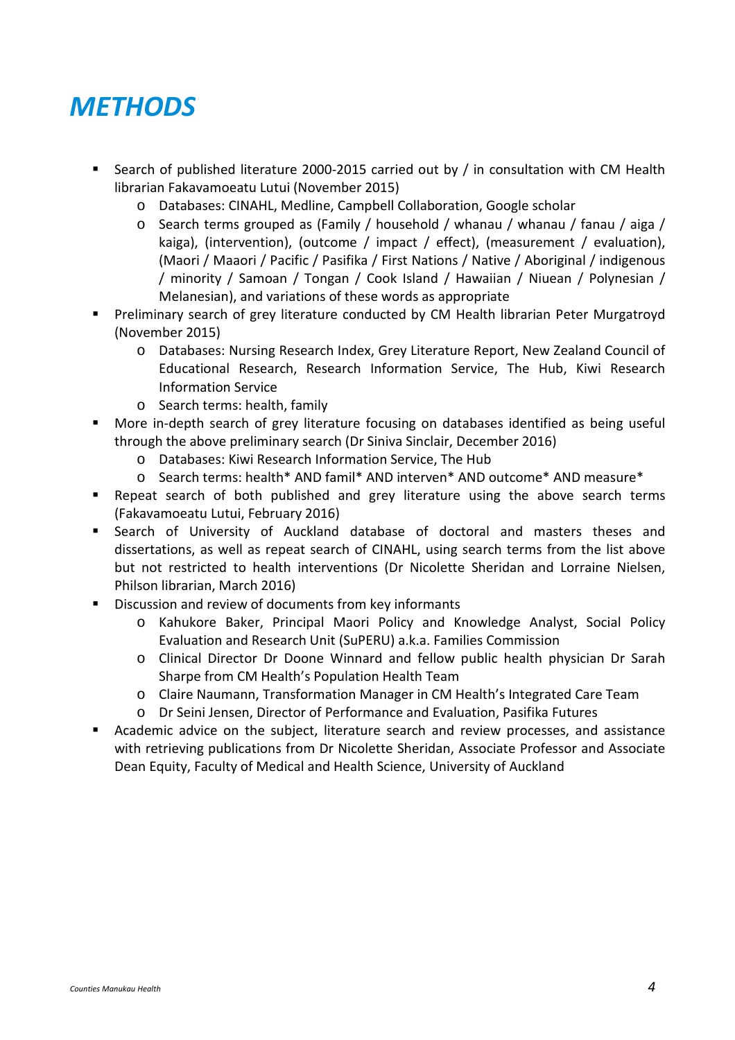# *METHODS*

- Search of published literature 2000-2015 carried out by / in consultation with CM Health librarian Fakavamoeatu Lutui (November 2015)
    - Databases: CINAHL, Medline, Campbell Collaboration, Google scholar
    - Search terms grouped as (Family / household / whanau / whanau / fanau / aiga / kaiga), (intervention), (outcome / impact / effect), (measurement / evaluation), (Maori / Maaori / Pacific / Pasifika / First Nations / Native / Aboriginal / indigenous / minority / Samoan / Tongan / Cook Island / Hawaiian / Niuean / Polynesian / Melanesian), and variations of these words as appropriate
- Preliminary search of grey literature conducted by CM Health librarian Peter Murgatroyd (November 2015)
    - Databases: Nursing Research Index, Grey Literature Report, New Zealand Council of Educational Research, Research Information Service, The Hub, Kiwi Research Information Service
    - Search terms: health, family
- More in-depth search of grey literature focusing on databases identified as being useful through the above preliminary search (Dr Siniva Sinclair, December 2016)
    - Databases: Kiwi Research Information Service, The Hub
    - Search terms: health* AND famil* AND interven* AND outcome* AND measure*
- Repeat search of both published and grey literature using the above search terms (Fakavamoeatu Lutui, February 2016)
- Search of University of Auckland database of doctoral and masters theses and dissertations, as well as repeat search of CINAHL, using search terms from the list above but not restricted to health interventions (Dr Nicolette Sheridan and Lorraine Nielsen, Philson librarian, March 2016)
- Discussion and review of documents from key informants
    - Kahukore Baker, Principal Maori Policy and Knowledge Analyst, Social Policy Evaluation and Research Unit (SuPERU) a.k.a. Families Commission
    - Clinical Director Dr Doone Winnard and fellow public health physician Dr Sarah Sharpe from CM Health's Population Health Team
    - Claire Naumann, Transformation Manager in CM Health's Integrated Care Team
    - Dr Seini Jensen, Director of Performance and Evaluation, Pasifika Futures
- Academic advice on the subject, literature search and review processes, and assistance with retrieving publications from Dr Nicolette Sheridan, Associate Professor and Associate Dean Equity, Faculty of Medical and Health Science, University of Auckland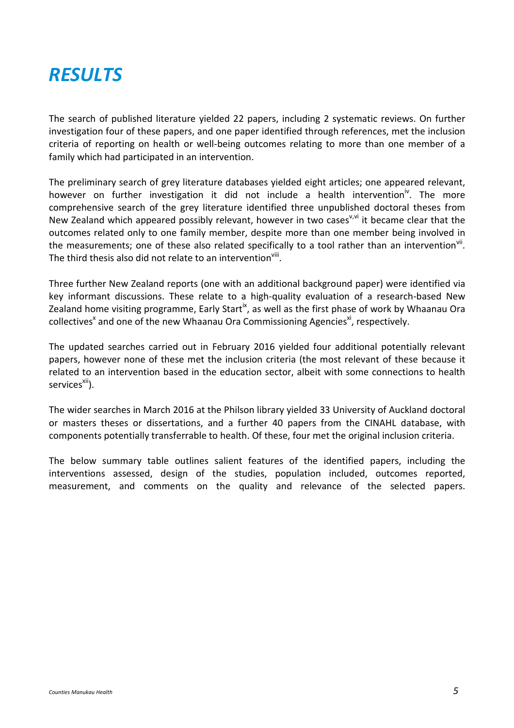# RESULTS

The search of published literature yielded 22 papers, including 2 systematic reviews. On further investigation four of these papers, and one paper identified through references, met the inclusion criteria of reporting on health or well-being outcomes relating to more than one member of a family which had participated in an intervention.

The preliminary search of grey literature databases yielded eight articles; one appeared relevant, however on further investigation it did not include a health intervention[iv]. The more comprehensive search of the grey literature identified three unpublished doctoral theses from New Zealand which appeared possibly relevant, however in two cases[v,vi] it became clear that the outcomes related only to one family member, despite more than one member being involved in the measurements; one of these also related specifically to a tool rather than an intervention[vii]. The third thesis also did not relate to an intervention[viii].

Three further New Zealand reports (one with an additional background paper) were identified via key informant discussions. These relate to a high-quality evaluation of a research-based New Zealand home visiting programme, Early Start[ix], as well as the first phase of work by Whaanau Ora collectives[x] and one of the new Whaanau Ora Commissioning Agencies[xi], respectively.

The updated searches carried out in February 2016 yielded four additional potentially relevant papers, however none of these met the inclusion criteria (the most relevant of these because it related to an intervention based in the education sector, albeit with some connections to health services[xii]).

The wider searches in March 2016 at the Philson library yielded 33 University of Auckland doctoral or masters theses or dissertations, and a further 40 papers from the CINAHL database, with components potentially transferrable to health. Of these, four met the original inclusion criteria.

The below summary table outlines salient features of the identified papers, including the interventions assessed, design of the studies, population included, outcomes reported, measurement, and comments on the quality and relevance of the selected papers.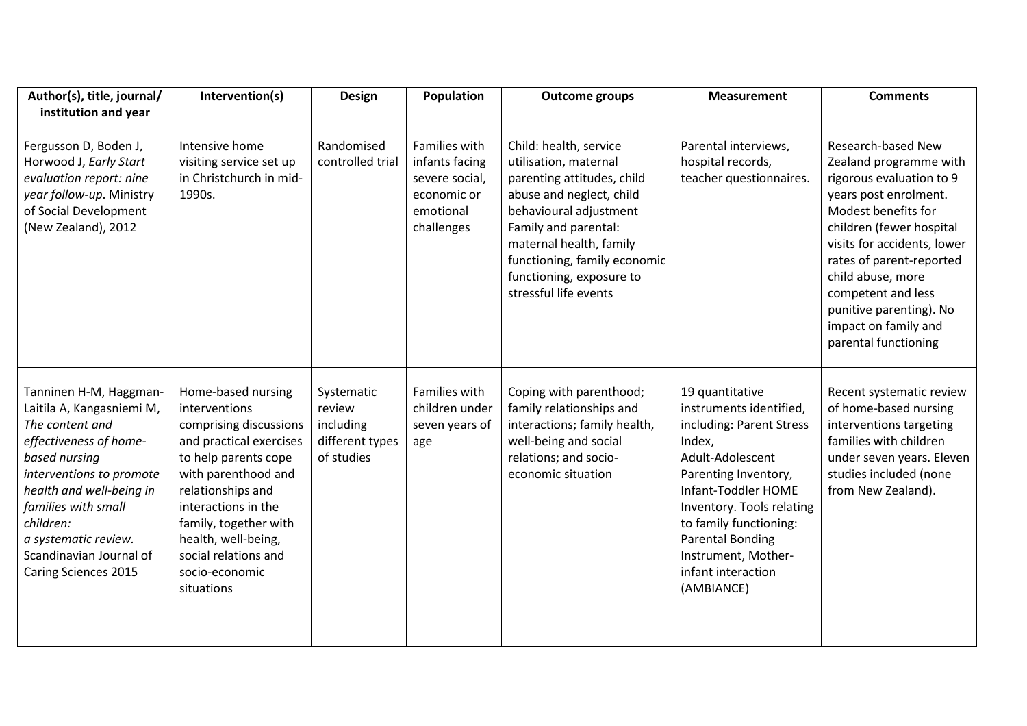| Author(s), title, journal/ institution and year | Intervention(s) | Design | Population | Outcome groups | Measurement | Comments |
|---|---|---|---|---|---|---|
| Fergusson D, Boden J, Horwood J, *Early Start evaluation report: nine year follow-up*. Ministry of Social Development (New Zealand), 2012 | Intensive home visiting service set up in Christchurch in mid-1990s. | Randomised controlled trial | Families with infants facing severe social, economic or emotional challenges | Child: health, service utilisation, maternal parenting attitudes, child abuse and neglect, child behavioural adjustment Family and parental: maternal health, family functioning, family economic functioning, exposure to stressful life events | Parental interviews, hospital records, teacher questionnaires. | Research-based New Zealand programme with rigorous evaluation to 9 years post enrolment. Modest benefits for children (fewer hospital visits for accidents, lower rates of parent-reported child abuse, more competent and less punitive parenting). No impact on family and parental functioning |
| Tanninen H-M, Haggman-Laitila A, Kangasniemi M, *The content and effectiveness of home-based nursing interventions to promote health and well-being in families with small children: a systematic review*. Scandinavian Journal of Caring Sciences 2015 | Home-based nursing interventions comprising discussions and practical exercises to help parents cope with parenthood and relationships and interactions in the family, together with health, well-being, social relations and socio-economic situations | Systematic review including different types of studies | Families with children under seven years of age | Coping with parenthood; family relationships and interactions; family health, well-being and social relations; and socio-economic situation | 19 quantitative instruments identified, including: Parent Stress Index, Adult-Adolescent Parenting Inventory, Infant-Toddler HOME Inventory. Tools relating to family functioning: Parental Bonding Instrument, Mother-infant interaction (AMBIANCE) | Recent systematic review of home-based nursing interventions targeting families with children under seven years. Eleven studies included (none from New Zealand). |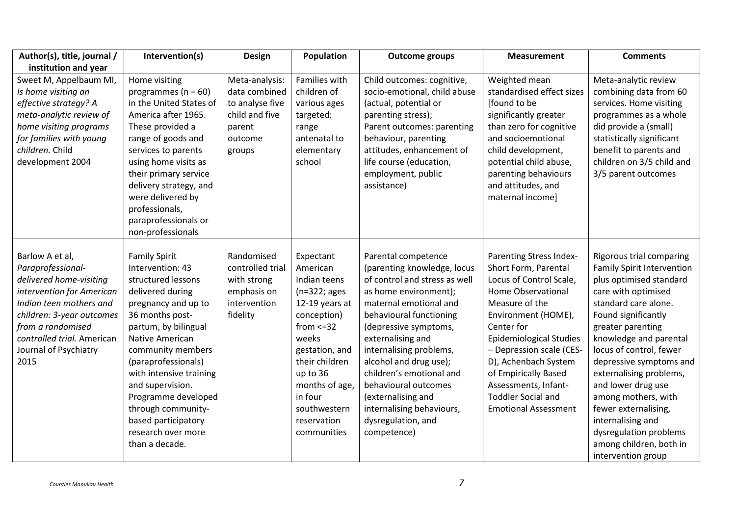| Author(s), title, journal / institution and year | Intervention(s) | Design | Population | Outcome groups | Measurement | Comments |
|---|---|---|---|---|---|---|
| Sweet M, Appelbaum MI, *Is home visiting an effective strategy? A meta-analytic review of home visiting programs for families with young children.* Child development 2004 | Home visiting programmes (n = 60) in the United States of America after 1965. These provided a range of goods and services to parents using home visits as their primary service delivery strategy, and were delivered by professionals, paraprofessionals or non-professionals | Meta-analysis: data combined to analyse five child and five parent outcome groups | Families with children of various ages targeted: range antenatal to elementary school | Child outcomes: cognitive, socio-emotional, child abuse (actual, potential or parenting stress); Parent outcomes: parenting behaviour, parenting attitudes, enhancement of life course (education, employment, public assistance) | Weighted mean standardised effect sizes [found to be significantly greater than zero for cognitive and socioemotional child development, potential child abuse, parenting behaviours and attitudes, and maternal income] | Meta-analytic review combining data from 60 services. Home visiting programmes as a whole did provide a (small) statistically significant benefit to parents and children on 3/5 child and 3/5 parent outcomes |
| Barlow A et al, *Paraprofessional-delivered home-visiting intervention for American Indian teen mothers and children: 3-year outcomes from a randomised controlled trial.* American Journal of Psychiatry 2015 | Family Spirit Intervention: 43 structured lessons delivered during pregnancy and up to 36 months post-partum, by bilingual Native American community members (paraprofessionals) with intensive training and supervision. Programme developed through community-based participatory research over more than a decade. | Randomised controlled trial with strong emphasis on intervention fidelity | Expectant American Indian teens (n=322; ages 12-19 years at conception) from <=32 weeks gestation, and their children up to 36 months of age, in four southwestern reservation communities | Parental competence (parenting knowledge, locus of control and stress as well as home environment); maternal emotional and behavioural functioning (depressive symptoms, externalising and internalising problems, alcohol and drug use); children's emotional and behavioural outcomes (externalising and internalising behaviours, dysregulation, and competence) | Parenting Stress Index-Short Form, Parental Locus of Control Scale, Home Observational Measure of the Environment (HOME), Center for Epidemiological Studies – Depression scale (CES-D), Achenbach System of Empirically Based Assessments, Infant-Toddler Social and Emotional Assessment | Rigorous trial comparing Family Spirit Intervention plus optimised standard care with optimised standard care alone. Found significantly greater parenting knowledge and parental locus of control, fewer depressive symptoms and externalising problems, and lower drug use among mothers, with fewer externalising, internalising and dysregulation problems among children, both in intervention group |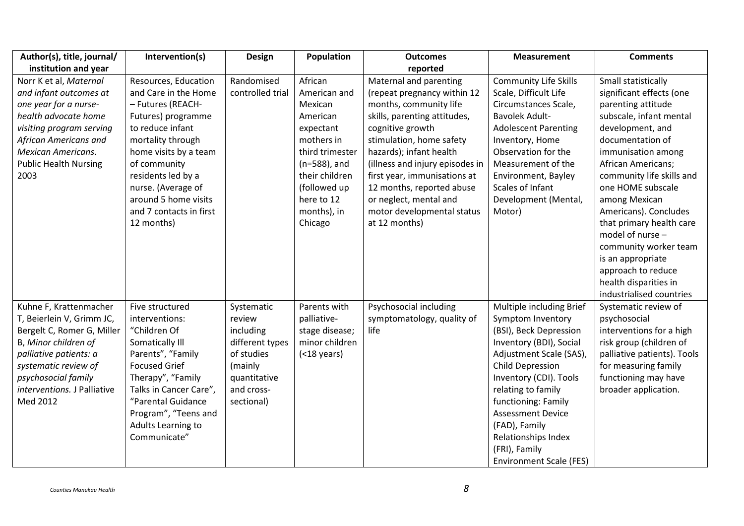| Author(s), title, journal/ institution and year | Intervention(s) | Design | Population | Outcomes reported | Measurement | Comments |
|---|---|---|---|---|---|---|
| Norr K et al, *Maternal and infant outcomes at one year for a nurse-health advocate home visiting program serving African Americans and Mexican Americans*. Public Health Nursing 2003 | Resources, Education and Care in the Home – Futures (REACH-Futures) programme to reduce infant mortality through home visits by a team of community residents led by a nurse. (Average of around 5 home visits and 7 contacts in first 12 months) | Randomised controlled trial | African American and Mexican American expectant mothers in third trimester (n=588), and their children (followed up here to 12 months), in Chicago | Maternal and parenting (repeat pregnancy within 12 months, community life skills, parenting attitudes, cognitive growth stimulation, home safety hazards); infant health (illness and injury episodes in first year, immunisations at 12 months, reported abuse or neglect, mental and motor developmental status at 12 months) | Community Life Skills Scale, Difficult Life Circumstances Scale, Bavolek Adult-Adolescent Parenting Inventory, Home Observation for the Measurement of the Environment, Bayley Scales of Infant Development (Mental, Motor) | Small statistically significant effects (one parenting attitude subscale, infant mental development, and documentation of immunisation among African Americans; community life skills and one HOME subscale among Mexican Americans). Concludes that primary health care model of nurse – community worker team is an appropriate approach to reduce health disparities in industrialised countries |
| Kuhne F, Krattenmacher T, Beierlein V, Grimm JC, Bergelt C, Romer G, Miller B, *Minor children of palliative patients: a systematic review of psychosocial family interventions.* J Palliative Med 2012 | Five structured interventions: "Children Of Somatically Ill Parents", "Family Focused Grief Therapy", "Family Talks in Cancer Care", "Parental Guidance Program", "Teens and Adults Learning to Communicate" | Systematic review including different types of studies (mainly quantitative and cross-sectional) | Parents with palliative-stage disease; minor children (<18 years) | Psychosocial including symptomatology, quality of life | Multiple including Brief Symptom Inventory (BSI), Beck Depression Inventory (BDI), Social Adjustment Scale (SAS), Child Depression Inventory (CDI). Tools relating to family functioning: Family Assessment Device (FAD), Family Relationships Index (FRI), Family Environment Scale (FES) | Systematic review of psychosocial interventions for a high risk group (children of palliative patients). Tools for measuring family functioning may have broader application. |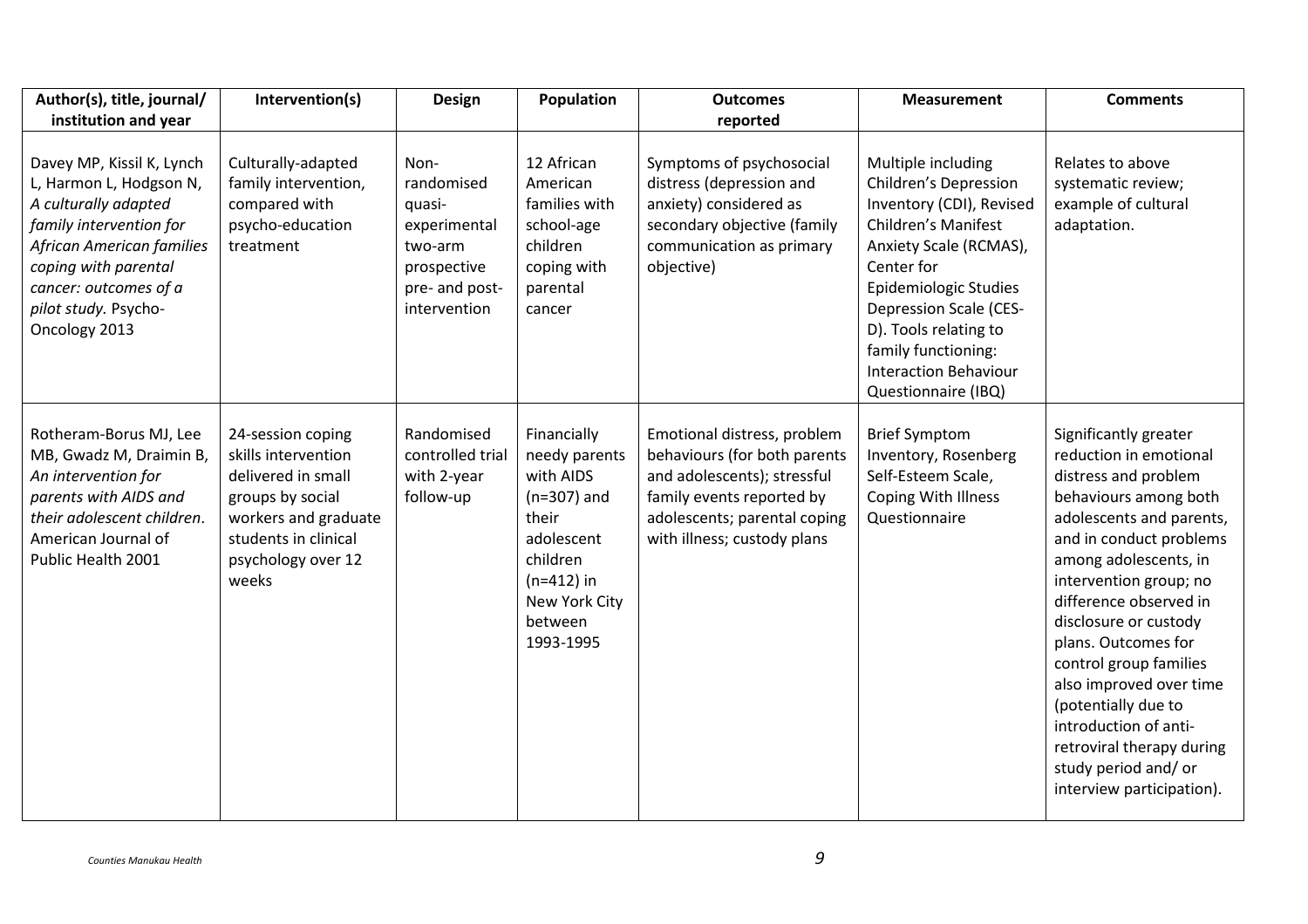| Author(s), title, journal/ institution and year | Intervention(s) | Design | Population | Outcomes reported | Measurement | Comments |
|---|---|---|---|---|---|---|
| Davey MP, Kissil K, Lynch L, Harmon L, Hodgson N, *A culturally adapted family intervention for African American families coping with parental cancer: outcomes of a pilot study.* Psycho-Oncology 2013 | Culturally-adapted family intervention, compared with psycho-education treatment | Non-randomised quasi-experimental two-arm prospective pre- and post-intervention | 12 African American families with school-age children coping with parental cancer | Symptoms of psychosocial distress (depression and anxiety) considered as secondary objective (family communication as primary objective) | Multiple including Children's Depression Inventory (CDI), Revised Children's Manifest Anxiety Scale (RCMAS), Center for Epidemiologic Studies Depression Scale (CES-D). Tools relating to family functioning: Interaction Behaviour Questionnaire (IBQ) | Relates to above systematic review; example of cultural adaptation. |
| Rotheram-Borus MJ, Lee MB, Gwadz M, Draimin B, *An intervention for parents with AIDS and their adolescent children*. American Journal of Public Health 2001 | 24-session coping skills intervention delivered in small groups by social workers and graduate students in clinical psychology over 12 weeks | Randomised controlled trial with 2-year follow-up | Financially needy parents with AIDS (n=307) and their adolescent children (n=412) in New York City between 1993-1995 | Emotional distress, problem behaviours (for both parents and adolescents); stressful family events reported by adolescents; parental coping with illness; custody plans | Brief Symptom Inventory, Rosenberg Self-Esteem Scale, Coping With Illness Questionnaire | Significantly greater reduction in emotional distress and problem behaviours among both adolescents and parents, and in conduct problems among adolescents, in intervention group; no difference observed in disclosure or custody plans. Outcomes for control group families also improved over time (potentially due to introduction of anti-retroviral therapy during study period and/ or interview participation). |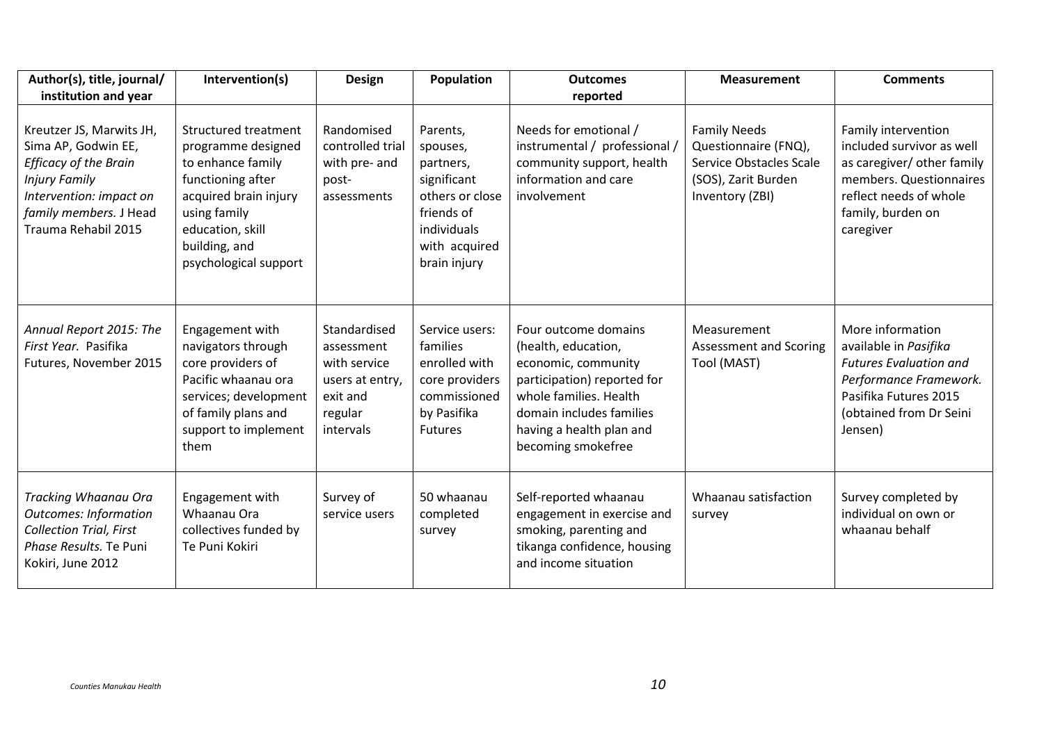| Author(s), title, journal/ institution and year | Intervention(s) | Design | Population | Outcomes reported | Measurement | Comments |
|---|---|---|---|---|---|---|
| Kreutzer JS, Marwits JH, Sima AP, Godwin EE, *Efficacy of the Brain Injury Family Intervention: impact on family members.* J Head Trauma Rehabil 2015 | Structured treatment programme designed to enhance family functioning after acquired brain injury using family education, skill building, and psychological support | Randomised controlled trial with pre- and post-assessments | Parents, spouses, partners, significant others or close friends of individuals with acquired brain injury | Needs for emotional / instrumental / professional / community support, health information and care involvement | Family Needs Questionnaire (FNQ), Service Obstacles Scale (SOS), Zarit Burden Inventory (ZBI) | Family intervention included survivor as well as caregiver/ other family members. Questionnaires reflect needs of whole family, burden on caregiver |
| *Annual Report 2015: The First Year.* Pasifika Futures, November 2015 | Engagement with navigators through core providers of Pacific whaanau ora services; development of family plans and support to implement them | Standardised assessment with service users at entry, exit and regular intervals | Service users: families enrolled with core providers commissioned by Pasifika Futures | Four outcome domains (health, education, economic, community participation) reported for whole families. Health domain includes families having a health plan and becoming smokefree | Measurement Assessment and Scoring Tool (MAST) | More information available in *Pasifika Futures Evaluation and Performance Framework.* Pasifika Futures 2015 (obtained from Dr Seini Jensen) |
| *Tracking Whaanau Ora Outcomes: Information Collection Trial, First Phase Results.* Te Puni Kokiri, June 2012 | Engagement with Whaanau Ora collectives funded by Te Puni Kokiri | Survey of service users | 50 whaanau completed survey | Self-reported whaanau engagement in exercise and smoking, parenting and tikanga confidence, housing and income situation | Whaanau satisfaction survey | Survey completed by individual on own or whaanau behalf |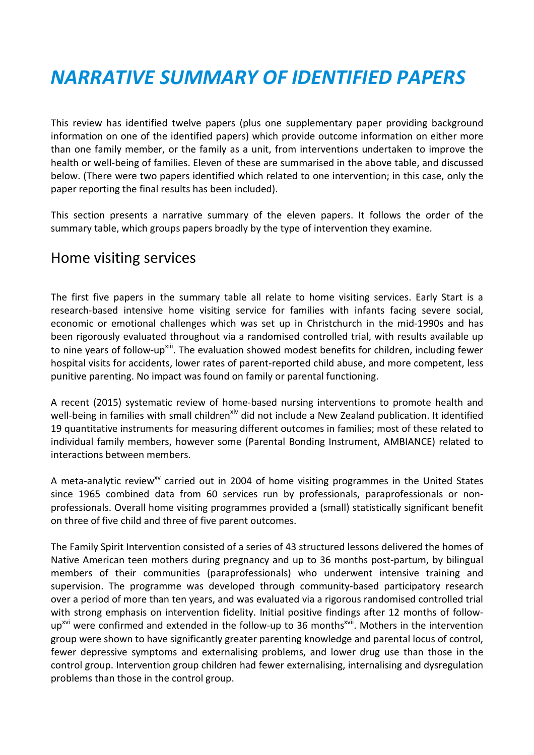# NARRATIVE SUMMARY OF IDENTIFIED PAPERS

This review has identified twelve papers (plus one supplementary paper providing background information on one of the identified papers) which provide outcome information on either more than one family member, or the family as a unit, from interventions undertaken to improve the health or well-being of families. Eleven of these are summarised in the above table, and discussed below. (There were two papers identified which related to one intervention; in this case, only the paper reporting the final results has been included).

This section presents a narrative summary of the eleven papers. It follows the order of the summary table, which groups papers broadly by the type of intervention they examine.

## Home visiting services

The first five papers in the summary table all relate to home visiting services. Early Start is a research-based intensive home visiting service for families with infants facing severe social, economic or emotional challenges which was set up in Christchurch in the mid-1990s and has been rigorously evaluated throughout via a randomised controlled trial, with results available up to nine years of follow-up[xiii]. The evaluation showed modest benefits for children, including fewer hospital visits for accidents, lower rates of parent-reported child abuse, and more competent, less punitive parenting. No impact was found on family or parental functioning.

A recent (2015) systematic review of home-based nursing interventions to promote health and well-being in families with small children[xiv] did not include a New Zealand publication. It identified 19 quantitative instruments for measuring different outcomes in families; most of these related to individual family members, however some (Parental Bonding Instrument, AMBIANCE) related to interactions between members.

A meta-analytic review[xv] carried out in 2004 of home visiting programmes in the United States since 1965 combined data from 60 services run by professionals, paraprofessionals or non-professionals. Overall home visiting programmes provided a (small) statistically significant benefit on three of five child and three of five parent outcomes.

The Family Spirit Intervention consisted of a series of 43 structured lessons delivered the homes of Native American teen mothers during pregnancy and up to 36 months post-partum, by bilingual members of their communities (paraprofessionals) who underwent intensive training and supervision. The programme was developed through community-based participatory research over a period of more than ten years, and was evaluated via a rigorous randomised controlled trial with strong emphasis on intervention fidelity. Initial positive findings after 12 months of follow-up[xvi] were confirmed and extended in the follow-up to 36 months[xvii]. Mothers in the intervention group were shown to have significantly greater parenting knowledge and parental locus of control, fewer depressive symptoms and externalising problems, and lower drug use than those in the control group. Intervention group children had fewer externalising, internalising and dysregulation problems than those in the control group.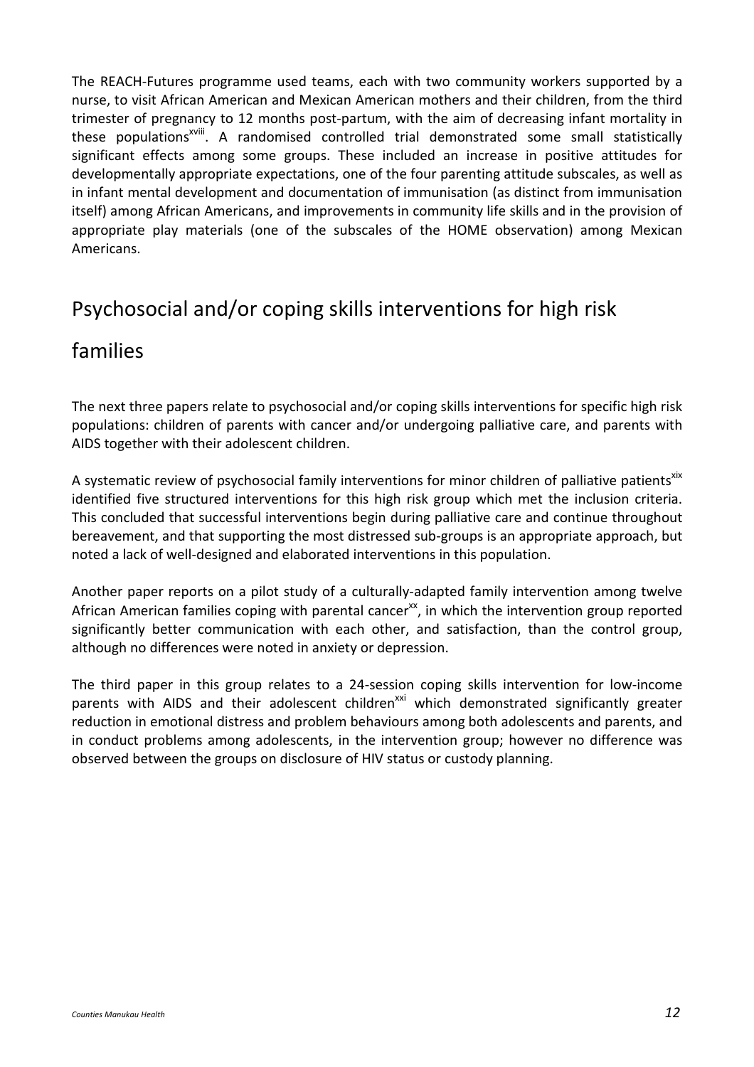The REACH-Futures programme used teams, each with two community workers supported by a nurse, to visit African American and Mexican American mothers and their children, from the third trimester of pregnancy to 12 months post-partum, with the aim of decreasing infant mortality in these populations[xviii]. A randomised controlled trial demonstrated some small statistically significant effects among some groups. These included an increase in positive attitudes for developmentally appropriate expectations, one of the four parenting attitude subscales, as well as in infant mental development and documentation of immunisation (as distinct from immunisation itself) among African Americans, and improvements in community life skills and in the provision of appropriate play materials (one of the subscales of the HOME observation) among Mexican Americans.

## Psychosocial and/or coping skills interventions for high risk families

The next three papers relate to psychosocial and/or coping skills interventions for specific high risk populations: children of parents with cancer and/or undergoing palliative care, and parents with AIDS together with their adolescent children.

A systematic review of psychosocial family interventions for minor children of palliative patients[xix] identified five structured interventions for this high risk group which met the inclusion criteria. This concluded that successful interventions begin during palliative care and continue throughout bereavement, and that supporting the most distressed sub-groups is an appropriate approach, but noted a lack of well-designed and elaborated interventions in this population.

Another paper reports on a pilot study of a culturally-adapted family intervention among twelve African American families coping with parental cancer[xx], in which the intervention group reported significantly better communication with each other, and satisfaction, than the control group, although no differences were noted in anxiety or depression.

The third paper in this group relates to a 24-session coping skills intervention for low-income parents with AIDS and their adolescent children[xxi] which demonstrated significantly greater reduction in emotional distress and problem behaviours among both adolescents and parents, and in conduct problems among adolescents, in the intervention group; however no difference was observed between the groups on disclosure of HIV status or custody planning.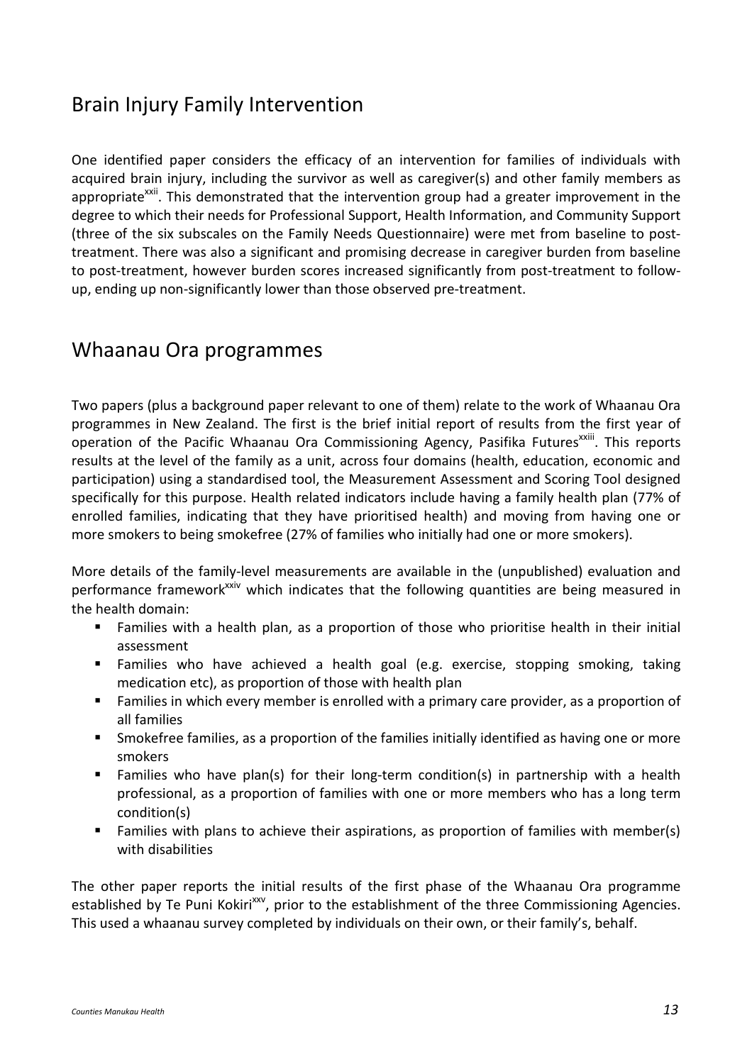## Brain Injury Family Intervention

One identified paper considers the efficacy of an intervention for families of individuals with acquired brain injury, including the survivor as well as caregiver(s) and other family members as appropriate[xxii]. This demonstrated that the intervention group had a greater improvement in the degree to which their needs for Professional Support, Health Information, and Community Support (three of the six subscales on the Family Needs Questionnaire) were met from baseline to post-treatment. There was also a significant and promising decrease in caregiver burden from baseline to post-treatment, however burden scores increased significantly from post-treatment to follow-up, ending up non-significantly lower than those observed pre-treatment.

## Whaanau Ora programmes

Two papers (plus a background paper relevant to one of them) relate to the work of Whaanau Ora programmes in New Zealand. The first is the brief initial report of results from the first year of operation of the Pacific Whaanau Ora Commissioning Agency, Pasifika Futures[xxiii]. This reports results at the level of the family as a unit, across four domains (health, education, economic and participation) using a standardised tool, the Measurement Assessment and Scoring Tool designed specifically for this purpose. Health related indicators include having a family health plan (77% of enrolled families, indicating that they have prioritised health) and moving from having one or more smokers to being smokefree (27% of families who initially had one or more smokers).

More details of the family-level measurements are available in the (unpublished) evaluation and performance framework[xxiv] which indicates that the following quantities are being measured in the health domain:

- Families with a health plan, as a proportion of those who prioritise health in their initial assessment
- Families who have achieved a health goal (e.g. exercise, stopping smoking, taking medication etc), as proportion of those with health plan
- Families in which every member is enrolled with a primary care provider, as a proportion of all families
- Smokefree families, as a proportion of the families initially identified as having one or more smokers
- Families who have plan(s) for their long-term condition(s) in partnership with a health professional, as a proportion of families with one or more members who has a long term condition(s)
- Families with plans to achieve their aspirations, as proportion of families with member(s) with disabilities

The other paper reports the initial results of the first phase of the Whaanau Ora programme established by Te Puni Kokiri[xxv], prior to the establishment of the three Commissioning Agencies. This used a whaanau survey completed by individuals on their own, or their family's, behalf.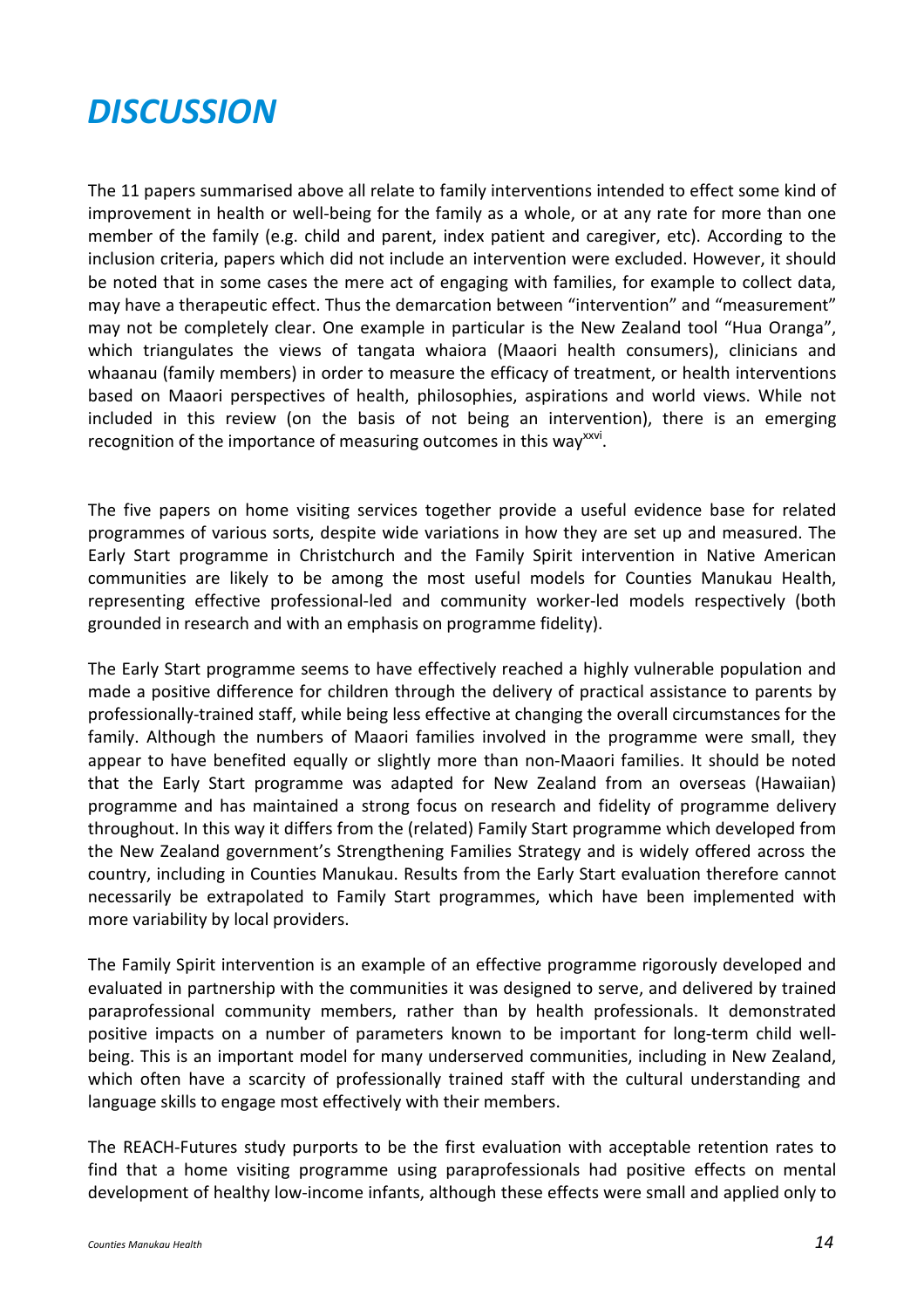# *DISCUSSION*

The 11 papers summarised above all relate to family interventions intended to effect some kind of improvement in health or well-being for the family as a whole, or at any rate for more than one member of the family (e.g. child and parent, index patient and caregiver, etc). According to the inclusion criteria, papers which did not include an intervention were excluded. However, it should be noted that in some cases the mere act of engaging with families, for example to collect data, may have a therapeutic effect. Thus the demarcation between "intervention" and "measurement" may not be completely clear. One example in particular is the New Zealand tool "Hua Oranga", which triangulates the views of tangata whaiora (Maaori health consumers), clinicians and whaanau (family members) in order to measure the efficacy of treatment, or health interventions based on Maaori perspectives of health, philosophies, aspirations and world views. While not included in this review (on the basis of not being an intervention), there is an emerging recognition of the importance of measuring outcomes in this way[xxvi].

The five papers on home visiting services together provide a useful evidence base for related programmes of various sorts, despite wide variations in how they are set up and measured. The Early Start programme in Christchurch and the Family Spirit intervention in Native American communities are likely to be among the most useful models for Counties Manukau Health, representing effective professional-led and community worker-led models respectively (both grounded in research and with an emphasis on programme fidelity).

The Early Start programme seems to have effectively reached a highly vulnerable population and made a positive difference for children through the delivery of practical assistance to parents by professionally-trained staff, while being less effective at changing the overall circumstances for the family. Although the numbers of Maaori families involved in the programme were small, they appear to have benefited equally or slightly more than non-Maaori families. It should be noted that the Early Start programme was adapted for New Zealand from an overseas (Hawaiian) programme and has maintained a strong focus on research and fidelity of programme delivery throughout. In this way it differs from the (related) Family Start programme which developed from the New Zealand government's Strengthening Families Strategy and is widely offered across the country, including in Counties Manukau. Results from the Early Start evaluation therefore cannot necessarily be extrapolated to Family Start programmes, which have been implemented with more variability by local providers.

The Family Spirit intervention is an example of an effective programme rigorously developed and evaluated in partnership with the communities it was designed to serve, and delivered by trained paraprofessional community members, rather than by health professionals. It demonstrated positive impacts on a number of parameters known to be important for long-term child well-being. This is an important model for many underserved communities, including in New Zealand, which often have a scarcity of professionally trained staff with the cultural understanding and language skills to engage most effectively with their members.

The REACH-Futures study purports to be the first evaluation with acceptable retention rates to find that a home visiting programme using paraprofessionals had positive effects on mental development of healthy low-income infants, although these effects were small and applied only to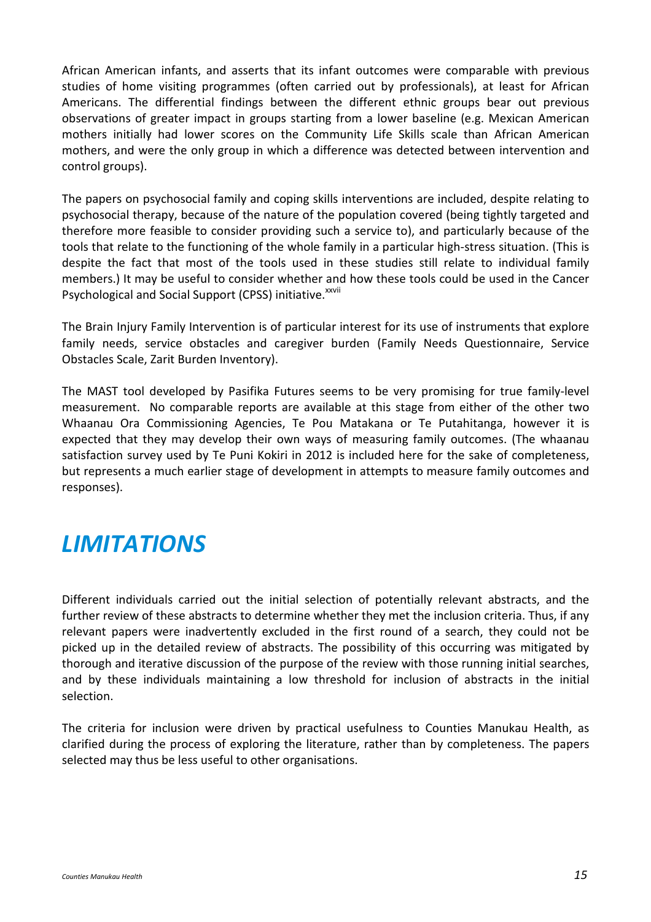African American infants, and asserts that its infant outcomes were comparable with previous studies of home visiting programmes (often carried out by professionals), at least for African Americans. The differential findings between the different ethnic groups bear out previous observations of greater impact in groups starting from a lower baseline (e.g. Mexican American mothers initially had lower scores on the Community Life Skills scale than African American mothers, and were the only group in which a difference was detected between intervention and control groups).

The papers on psychosocial family and coping skills interventions are included, despite relating to psychosocial therapy, because of the nature of the population covered (being tightly targeted and therefore more feasible to consider providing such a service to), and particularly because of the tools that relate to the functioning of the whole family in a particular high-stress situation. (This is despite the fact that most of the tools used in these studies still relate to individual family members.) It may be useful to consider whether and how these tools could be used in the Cancer Psychological and Social Support (CPSS) initiative.[xxvii]

The Brain Injury Family Intervention is of particular interest for its use of instruments that explore family needs, service obstacles and caregiver burden (Family Needs Questionnaire, Service Obstacles Scale, Zarit Burden Inventory).

The MAST tool developed by Pasifika Futures seems to be very promising for true family-level measurement. No comparable reports are available at this stage from either of the other two Whaanau Ora Commissioning Agencies, Te Pou Matakana or Te Putahitanga, however it is expected that they may develop their own ways of measuring family outcomes. (The whaanau satisfaction survey used by Te Puni Kokiri in 2012 is included here for the sake of completeness, but represents a much earlier stage of development in attempts to measure family outcomes and responses).

# *LIMITATIONS*

Different individuals carried out the initial selection of potentially relevant abstracts, and the further review of these abstracts to determine whether they met the inclusion criteria. Thus, if any relevant papers were inadvertently excluded in the first round of a search, they could not be picked up in the detailed review of abstracts. The possibility of this occurring was mitigated by thorough and iterative discussion of the purpose of the review with those running initial searches, and by these individuals maintaining a low threshold for inclusion of abstracts in the initial selection.

The criteria for inclusion were driven by practical usefulness to Counties Manukau Health, as clarified during the process of exploring the literature, rather than by completeness. The papers selected may thus be less useful to other organisations.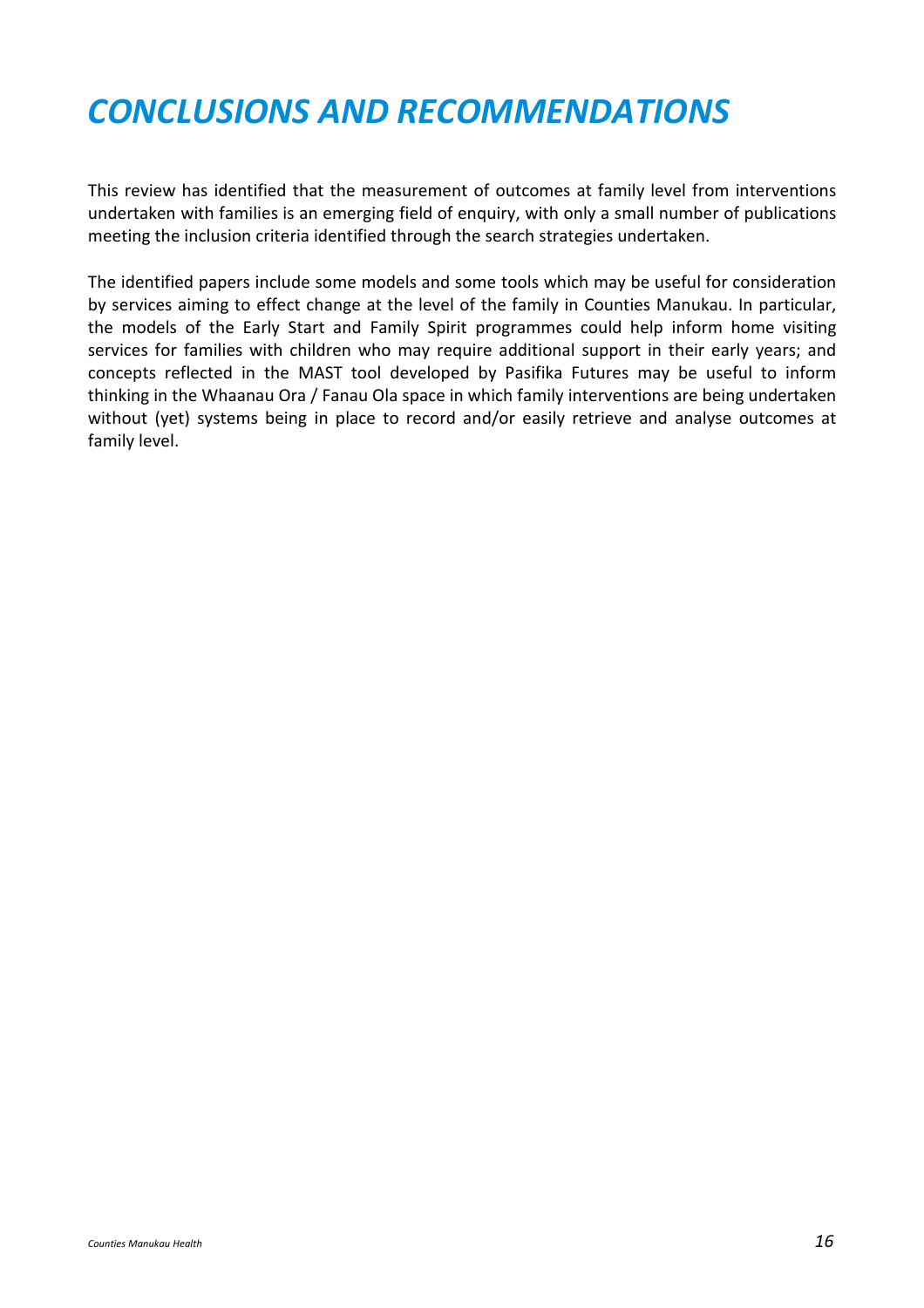# *CONCLUSIONS AND RECOMMENDATIONS*

This review has identified that the measurement of outcomes at family level from interventions undertaken with families is an emerging field of enquiry, with only a small number of publications meeting the inclusion criteria identified through the search strategies undertaken.

The identified papers include some models and some tools which may be useful for consideration by services aiming to effect change at the level of the family in Counties Manukau. In particular, the models of the Early Start and Family Spirit programmes could help inform home visiting services for families with children who may require additional support in their early years; and concepts reflected in the MAST tool developed by Pasifika Futures may be useful to inform thinking in the Whaanau Ora / Fanau Ola space in which family interventions are being undertaken without (yet) systems being in place to record and/or easily retrieve and analyse outcomes at family level.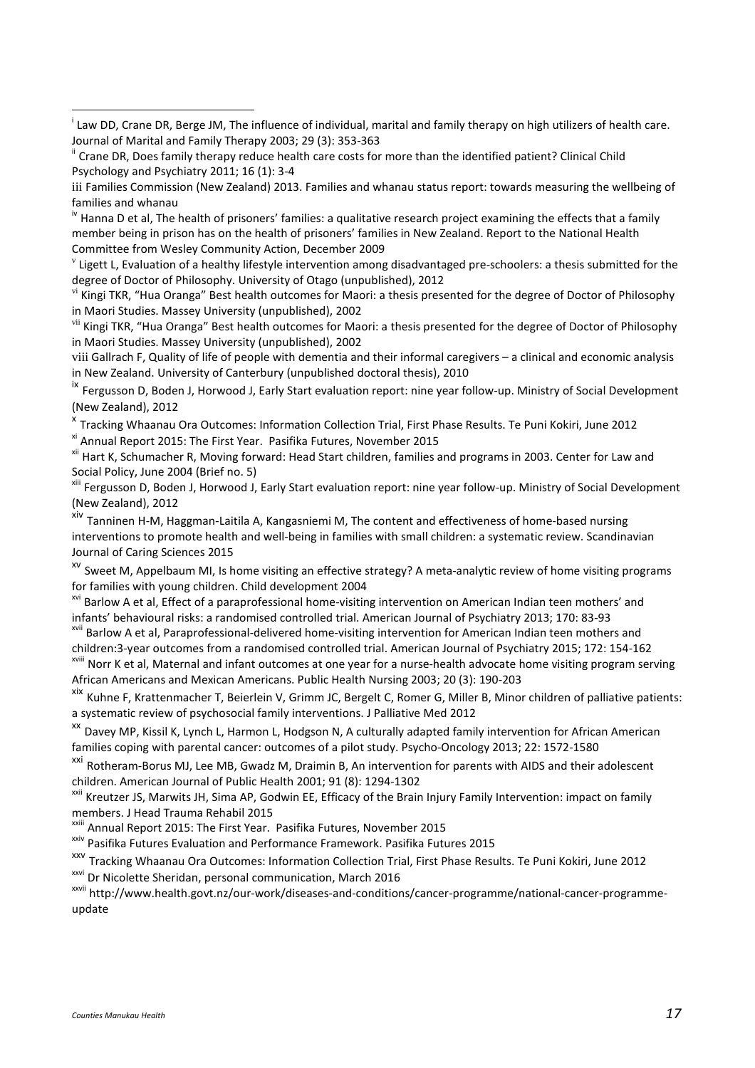[i] Law DD, Crane DR, Berge JM, The influence of individual, marital and family therapy on high utilizers of health care. Journal of Marital and Family Therapy 2003; 29 (3): 353-363

[ii] Crane DR, Does family therapy reduce health care costs for more than the identified patient? Clinical Child Psychology and Psychiatry 2011; 16 (1): 3-4

iii Families Commission (New Zealand) 2013. Families and whanau status report: towards measuring the wellbeing of families and whanau

[iv] Hanna D et al, The health of prisoners' families: a qualitative research project examining the effects that a family member being in prison has on the health of prisoners' families in New Zealand. Report to the National Health Committee from Wesley Community Action, December 2009

[v] Ligett L, Evaluation of a healthy lifestyle intervention among disadvantaged pre-schoolers: a thesis submitted for the degree of Doctor of Philosophy. University of Otago (unpublished), 2012

[vi] Kingi TKR, "Hua Oranga" Best health outcomes for Maori: a thesis presented for the degree of Doctor of Philosophy in Maori Studies. Massey University (unpublished), 2002

[vii] Kingi TKR, "Hua Oranga" Best health outcomes for Maori: a thesis presented for the degree of Doctor of Philosophy in Maori Studies. Massey University (unpublished), 2002

viii Gallrach F, Quality of life of people with dementia and their informal caregivers – a clinical and economic analysis in New Zealand. University of Canterbury (unpublished doctoral thesis), 2010

[ix] Fergusson D, Boden J, Horwood J, Early Start evaluation report: nine year follow-up. Ministry of Social Development (New Zealand), 2012

[x] Tracking Whaanau Ora Outcomes: Information Collection Trial, First Phase Results. Te Puni Kokiri, June 2012

[xi] Annual Report 2015: The First Year. Pasifika Futures, November 2015

[xii] Hart K, Schumacher R, Moving forward: Head Start children, families and programs in 2003. Center for Law and Social Policy, June 2004 (Brief no. 5)

[xiii] Fergusson D, Boden J, Horwood J, Early Start evaluation report: nine year follow-up. Ministry of Social Development (New Zealand), 2012

[xiv] Tanninen H-M, Haggman-Laitila A, Kangasniemi M, The content and effectiveness of home-based nursing interventions to promote health and well-being in families with small children: a systematic review. Scandinavian Journal of Caring Sciences 2015

[xv] Sweet M, Appelbaum MI, Is home visiting an effective strategy? A meta-analytic review of home visiting programs for families with young children. Child development 2004

[xvi] Barlow A et al, Effect of a paraprofessional home-visiting intervention on American Indian teen mothers' and infants' behavioural risks: a randomised controlled trial. American Journal of Psychiatry 2013; 170: 83-93

[xvii] Barlow A et al, Paraprofessional-delivered home-visiting intervention for American Indian teen mothers and children:3-year outcomes from a randomised controlled trial. American Journal of Psychiatry 2015; 172: 154-162

[xviii] Norr K et al, Maternal and infant outcomes at one year for a nurse-health advocate home visiting program serving African Americans and Mexican Americans. Public Health Nursing 2003; 20 (3): 190-203

[xix] Kuhne F, Krattenmacher T, Beierlein V, Grimm JC, Bergelt C, Romer G, Miller B, Minor children of palliative patients: a systematic review of psychosocial family interventions. J Palliative Med 2012

[xx] Davey MP, Kissil K, Lynch L, Harmon L, Hodgson N, A culturally adapted family intervention for African American families coping with parental cancer: outcomes of a pilot study. Psycho-Oncology 2013; 22: 1572-1580

[xxi] Rotheram-Borus MJ, Lee MB, Gwadz M, Draimin B, An intervention for parents with AIDS and their adolescent children. American Journal of Public Health 2001; 91 (8): 1294-1302

[xxii] Kreutzer JS, Marwits JH, Sima AP, Godwin EE, Efficacy of the Brain Injury Family Intervention: impact on family members. J Head Trauma Rehabil 2015

[xxiii] Annual Report 2015: The First Year. Pasifika Futures, November 2015

[xxiv] Pasifika Futures Evaluation and Performance Framework. Pasifika Futures 2015

[xxv] Tracking Whaanau Ora Outcomes: Information Collection Trial, First Phase Results. Te Puni Kokiri, June 2012

[xxvi] Dr Nicolette Sheridan, personal communication, March 2016

[xxvii] http://www.health.govt.nz/our-work/diseases-and-conditions/cancer-programme/national-cancer-programme-update